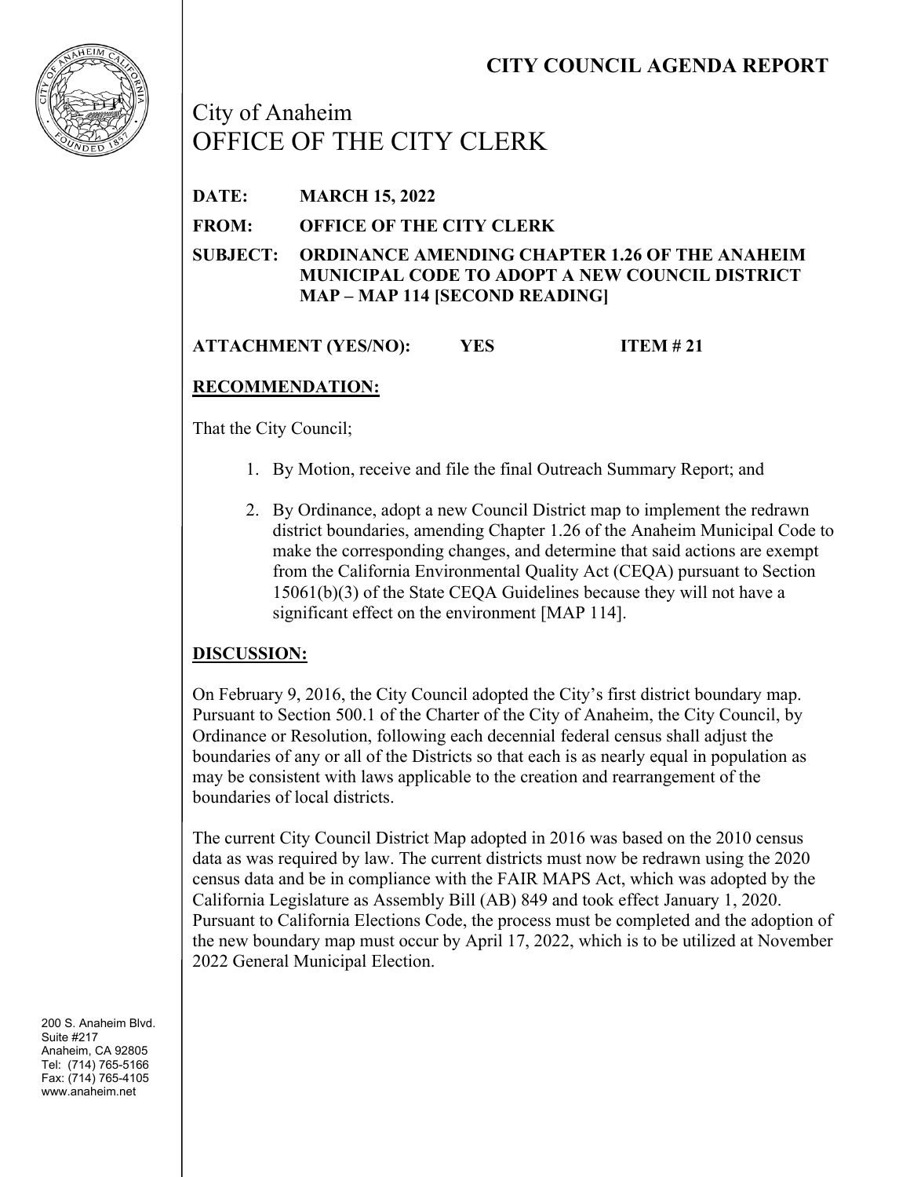# CITY COUNCIL AGENDA REPORT

City of Anaheim
OFFICE OF THE CITY CLERK

**DATE:** **MARCH 15, 2022**

**FROM:** **OFFICE OF THE CITY CLERK**

**SUBJECT:** **ORDINANCE AMENDING CHAPTER 1.26 OF THE ANAHEIM MUNICIPAL CODE TO ADOPT A NEW COUNCIL DISTRICT MAP – MAP 114 [SECOND READING]**

**ATTACHMENT (YES/NO):** **YES** **ITEM # 21**

## RECOMMENDATION:

That the City Council;

1. By Motion, receive and file the final Outreach Summary Report; and
2. By Ordinance, adopt a new Council District map to implement the redrawn district boundaries, amending Chapter 1.26 of the Anaheim Municipal Code to make the corresponding changes, and determine that said actions are exempt from the California Environmental Quality Act (CEQA) pursuant to Section 15061(b)(3) of the State CEQA Guidelines because they will not have a significant effect on the environment [MAP 114].

## DISCUSSION:

On February 9, 2016, the City Council adopted the City's first district boundary map. Pursuant to Section 500.1 of the Charter of the City of Anaheim, the City Council, by Ordinance or Resolution, following each decennial federal census shall adjust the boundaries of any or all of the Districts so that each is as nearly equal in population as may be consistent with laws applicable to the creation and rearrangement of the boundaries of local districts.

The current City Council District Map adopted in 2016 was based on the 2010 census data as was required by law. The current districts must now be redrawn using the 2020 census data and be in compliance with the FAIR MAPS Act, which was adopted by the California Legislature as Assembly Bill (AB) 849 and took effect January 1, 2020. Pursuant to California Elections Code, the process must be completed and the adoption of the new boundary map must occur by April 17, 2022, which is to be utilized at November 2022 General Municipal Election.

200 S. Anaheim Blvd.
Suite #217
Anaheim, CA 92805
Tel: (714) 765-5166
Fax: (714) 765-4105
www.anaheim.net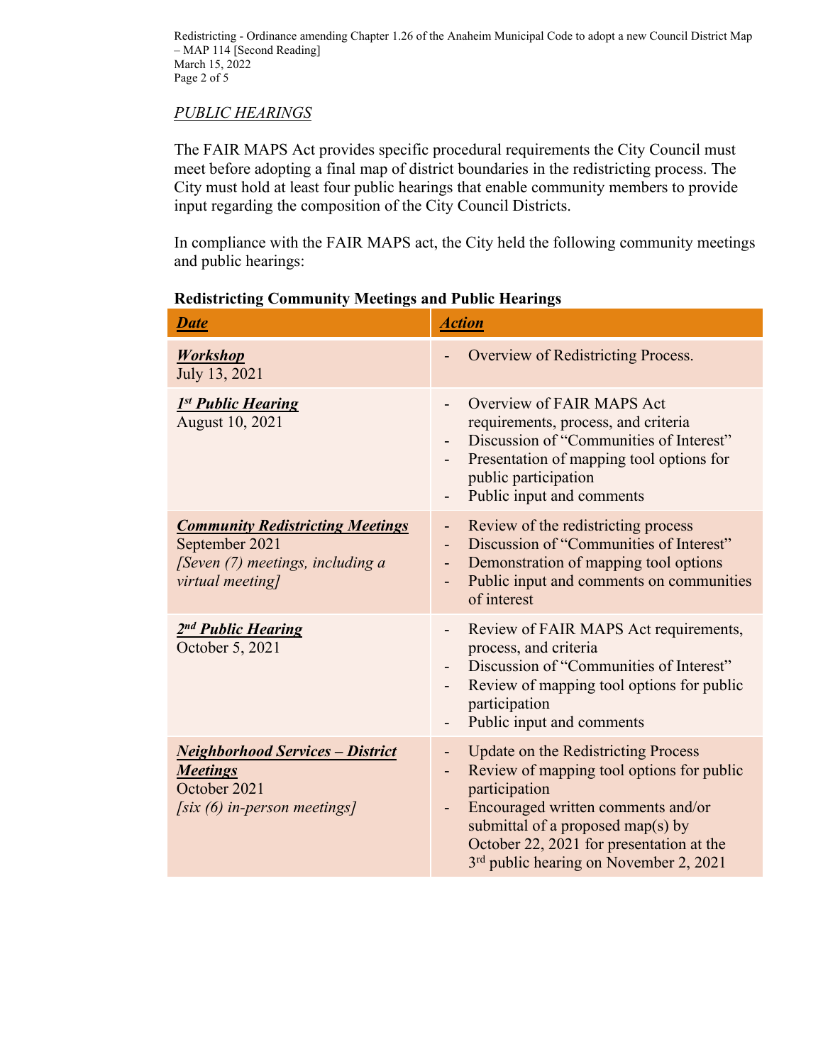*PUBLIC HEARINGS*

The FAIR MAPS Act provides specific procedural requirements the City Council must meet before adopting a final map of district boundaries in the redistricting process. The City must hold at least four public hearings that enable community members to provide input regarding the composition of the City Council Districts.

In compliance with the FAIR MAPS act, the City held the following community meetings and public hearings:

**Redistricting Community Meetings and Public Hearings**

| ***Date*** | ***Action*** |
|---|---|
| ***Workshop***<br>July 13, 2021 | - Overview of Redistricting Process. |
| ***1st Public Hearing***<br>August 10, 2021 | - Overview of FAIR MAPS Act requirements, process, and criteria<br>- Discussion of "Communities of Interest"<br>- Presentation of mapping tool options for public participation<br>- Public input and comments |
| ***Community Redistricting Meetings***<br>September 2021<br>*[Seven (7) meetings, including a virtual meeting]* | - Review of the redistricting process<br>- Discussion of "Communities of Interest"<br>- Demonstration of mapping tool options<br>- Public input and comments on communities of interest |
| ***2nd Public Hearing***<br>October 5, 2021 | - Review of FAIR MAPS Act requirements, process, and criteria<br>- Discussion of "Communities of Interest"<br>- Review of mapping tool options for public participation<br>- Public input and comments |
| ***Neighborhood Services – District Meetings***<br>October 2021<br>*[six (6) in-person meetings]* | - Update on the Redistricting Process<br>- Review of mapping tool options for public participation<br>- Encouraged written comments and/or submittal of a proposed map(s) by October 22, 2021 for presentation at the 3rd public hearing on November 2, 2021 |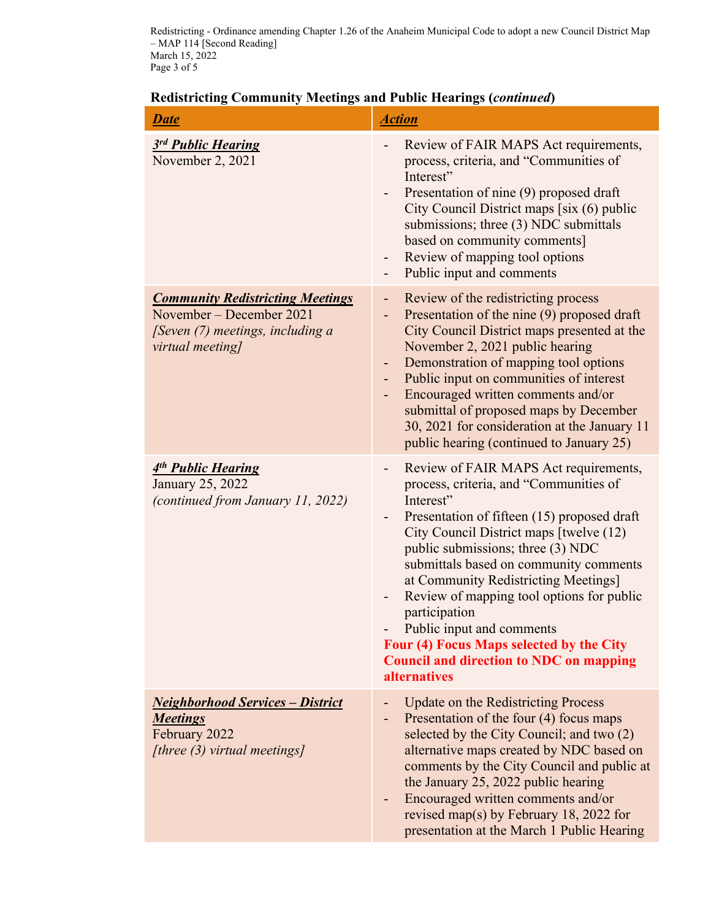**Redistricting Community Meetings and Public Hearings (*continued*)**

| ***Date*** | ***Action*** |
|---|---|
| ***3rd Public Hearing***<br>November 2, 2021 | - Review of FAIR MAPS Act requirements, process, criteria, and "Communities of Interest"<br>- Presentation of nine (9) proposed draft City Council District maps [six (6) public submissions; three (3) NDC submittals based on community comments]<br>- Review of mapping tool options<br>- Public input and comments |
| ***Community Redistricting Meetings***<br>November – December 2021<br>*[Seven (7) meetings, including a virtual meeting]* | - Review of the redistricting process<br>- Presentation of the nine (9) proposed draft City Council District maps presented at the November 2, 2021 public hearing<br>- Demonstration of mapping tool options<br>- Public input on communities of interest<br>- Encouraged written comments and/or submittal of proposed maps by December 30, 2021 for consideration at the January 11 public hearing (continued to January 25) |
| ***4th Public Hearing***<br>January 25, 2022<br>*(continued from January 11, 2022)* | - Review of FAIR MAPS Act requirements, process, criteria, and "Communities of Interest"<br>- Presentation of fifteen (15) proposed draft City Council District maps [twelve (12) public submissions; three (3) NDC submittals based on community comments at Community Redistricting Meetings]<br>- Review of mapping tool options for public participation<br>- Public input and comments<br>**Four (4) Focus Maps selected by the City Council and direction to NDC on mapping alternatives** |
| ***Neighborhood Services – District Meetings***<br>February 2022<br>*[three (3) virtual meetings]* | - Update on the Redistricting Process<br>- Presentation of the four (4) focus maps selected by the City Council; and two (2) alternative maps created by NDC based on comments by the City Council and public at the January 25, 2022 public hearing<br>- Encouraged written comments and/or revised map(s) by February 18, 2022 for presentation at the March 1 Public Hearing |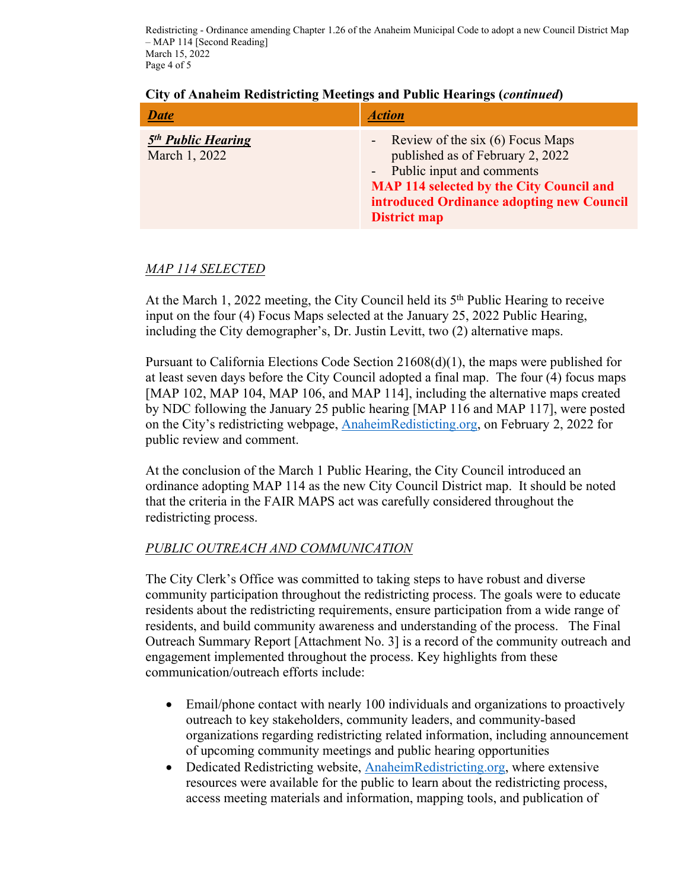**City of Anheim Redistricting Meetings and Public Hearings (*continued*)**

| ***Date*** | ***Action*** |
|---|---|
| ***5th Public Hearing*** March 1, 2022 | - Review of the six (6) Focus Maps published as of February 2, 2022<br>- Public input and comments<br>**MAP 114 selected by the City Council and introduced Ordinance adopting new Council District map** |

*MAP 114 SELECTED*

At the March 1, 2022 meeting, the City Council held its 5th Public Hearing to receive input on the four (4) Focus Maps selected at the January 25, 2022 Public Hearing, including the City demographer's, Dr. Justin Levitt, two (2) alternative maps.

Pursuant to California Elections Code Section 21608(d)(1), the maps were published for at least seven days before the City Council adopted a final map. The four (4) focus maps [MAP 102, MAP 104, MAP 106, and MAP 114], including the alternative maps created by NDC following the January 25 public hearing [MAP 116 and MAP 117], were posted on the City's redistricting webpage, AnaheimRedisticting.org, on February 2, 2022 for public review and comment.

At the conclusion of the March 1 Public Hearing, the City Council introduced an ordinance adopting MAP 114 as the new City Council District map. It should be noted that the criteria in the FAIR MAPS act was carefully considered throughout the redistricting process.

*PUBLIC OUTREACH AND COMMUNICATION*

The City Clerk's Office was committed to taking steps to have robust and diverse community participation throughout the redistricting process. The goals were to educate residents about the redistricting requirements, ensure participation from a wide range of residents, and build community awareness and understanding of the process. The Final Outreach Summary Report [Attachment No. 3] is a record of the community outreach and engagement implemented throughout the process. Key highlights from these communication/outreach efforts include:

- Email/phone contact with nearly 100 individuals and organizations to proactively outreach to key stakeholders, community leaders, and community-based organizations regarding redistricting related information, including announcement of upcoming community meetings and public hearing opportunities
- Dedicated Redistricting website, AnaheimRedisticting.org, where extensive resources were available for the public to learn about the redistricting process, access meeting materials and information, mapping tools, and publication of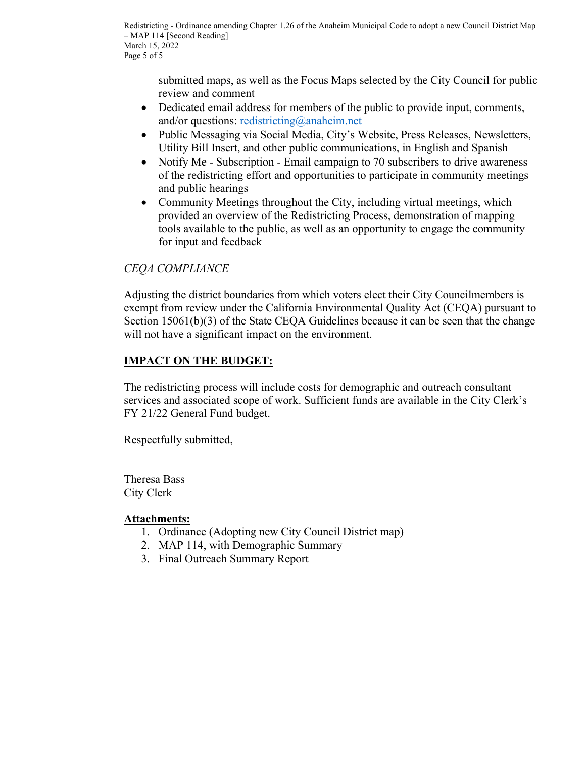submitted maps, as well as the Focus Maps selected by the City Council for public review and comment

- Dedicated email address for members of the public to provide input, comments, and/or questions: redistricting@anaheim.net
- Public Messaging via Social Media, City's Website, Press Releases, Newsletters, Utility Bill Insert, and other public communications, in English and Spanish
- Notify Me - Subscription - Email campaign to 70 subscribers to drive awareness of the redistricting effort and opportunities to participate in community meetings and public hearings
- Community Meetings throughout the City, including virtual meetings, which provided an overview of the Redistricting Process, demonstration of mapping tools available to the public, as well as an opportunity to engage the community for input and feedback

*CEQA COMPLIANCE*

Adjusting the district boundaries from which voters elect their City Councilmembers is exempt from review under the California Environmental Quality Act (CEQA) pursuant to Section 15061(b)(3) of the State CEQA Guidelines because it can be seen that the change will not have a significant impact on the environment.

## IMPACT ON THE BUDGET:

The redistricting process will include costs for demographic and outreach consultant services and associated scope of work. Sufficient funds are available in the City Clerk's FY 21/22 General Fund budget.

Respectfully submitted,

Theresa Bass
City Clerk

**Attachments:**

1. Ordinance (Adopting new City Council District map)
2. MAP 114, with Demographic Summary
3. Final Outreach Summary Report